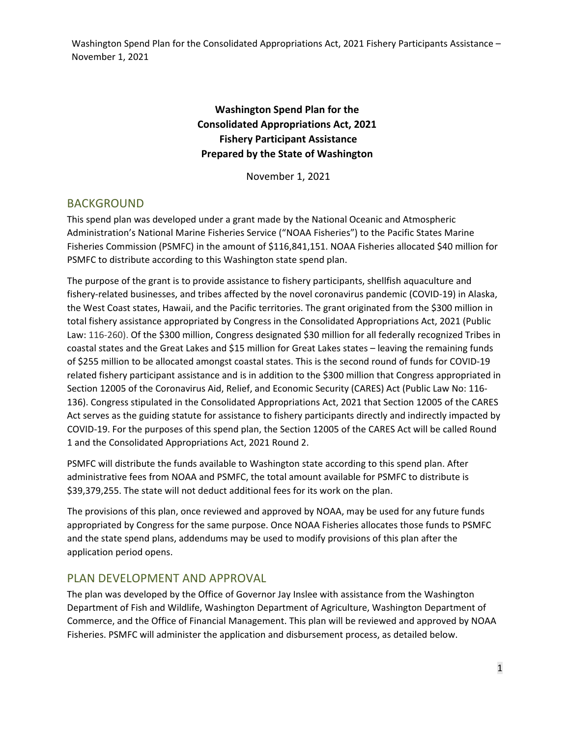# Washington Spend Plan for the Consolidated Appropriations Act, 2021 Fishery Participant Assistance Prepared by the State of Washington

November 1, 2021

## BACKGROUND

This spend plan was developed under a grant made by the National Oceanic and Atmospheric Administration's National Marine Fisheries Service ("NOAA Fisheries") to the Pacific States Marine Fisheries Commission (PSMFC) in the amount of $116,841,151. NOAA Fisheries allocated $40 million for PSMFC to distribute according to this Washington state spend plan.

The purpose of the grant is to provide assistance to fishery participants, shellfish aquaculture and fishery-related businesses, and tribes affected by the novel coronavirus pandemic (COVID-19) in Alaska, the West Coast states, Hawaii, and the Pacific territories. The grant originated from the $300 million in total fishery assistance appropriated by Congress in the Consolidated Appropriations Act, 2021 (Public Law: 116-260). Of the $300 million, Congress designated $30 million for all federally recognized Tribes in coastal states and the Great Lakes and $15 million for Great Lakes states – leaving the remaining funds of $255 million to be allocated amongst coastal states. This is the second round of funds for COVID-19 related fishery participant assistance and is in addition to the $300 million that Congress appropriated in Section 12005 of the Coronavirus Aid, Relief, and Economic Security (CARES) Act (Public Law No: 116-136). Congress stipulated in the Consolidated Appropriations Act, 2021 that Section 12005 of the CARES Act serves as the guiding statute for assistance to fishery participants directly and indirectly impacted by COVID-19. For the purposes of this spend plan, the Section 12005 of the CARES Act will be called Round 1 and the Consolidated Appropriations Act, 2021 Round 2.

PSMFC will distribute the funds available to Washington state according to this spend plan. After administrative fees from NOAA and PSMFC, the total amount available for PSMFC to distribute is $39,379,255. The state will not deduct additional fees for its work on the plan.

The provisions of this plan, once reviewed and approved by NOAA, may be used for any future funds appropriated by Congress for the same purpose. Once NOAA Fisheries allocates those funds to PSMFC and the state spend plans, addendums may be used to modify provisions of this plan after the application period opens.

## PLAN DEVELOPMENT AND APPROVAL

The plan was developed by the Office of Governor Jay Inslee with assistance from the Washington Department of Fish and Wildlife, Washington Department of Agriculture, Washington Department of Commerce, and the Office of Financial Management. This plan will be reviewed and approved by NOAA Fisheries. PSMFC will administer the application and disbursement process, as detailed below.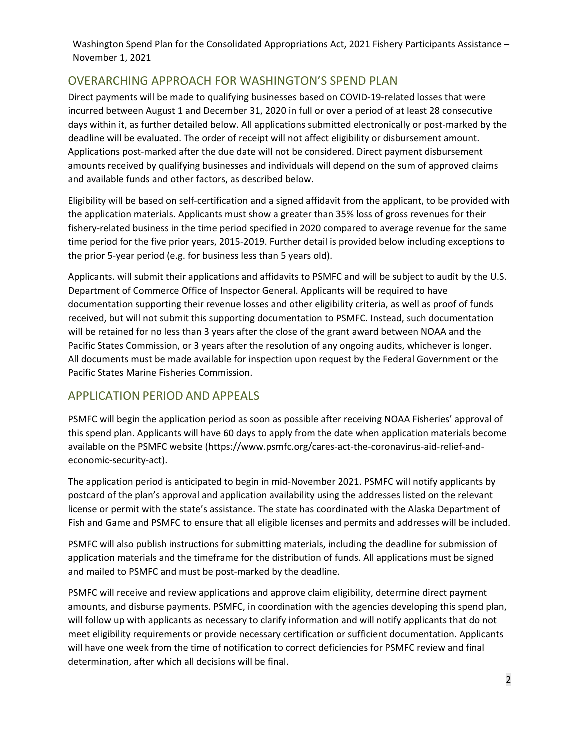## OVERARCHING APPROACH FOR WASHINGTON'S SPEND PLAN

Direct payments will be made to qualifying businesses based on COVID-19-related losses that were incurred between August 1 and December 31, 2020 in full or over a period of at least 28 consecutive days within it, as further detailed below. All applications submitted electronically or post-marked by the deadline will be evaluated. The order of receipt will not affect eligibility or disbursement amount. Applications post-marked after the due date will not be considered. Direct payment disbursement amounts received by qualifying businesses and individuals will depend on the sum of approved claims and available funds and other factors, as described below.

Eligibility will be based on self-certification and a signed affidavit from the applicant, to be provided with the application materials. Applicants must show a greater than 35% loss of gross revenues for their fishery-related business in the time period specified in 2020 compared to average revenue for the same time period for the five prior years, 2015-2019. Further detail is provided below including exceptions to the prior 5-year period (e.g. for business less than 5 years old).

Applicants. will submit their applications and affidavits to PSMFC and will be subject to audit by the U.S. Department of Commerce Office of Inspector General. Applicants will be required to have documentation supporting their revenue losses and other eligibility criteria, as well as proof of funds received, but will not submit this supporting documentation to PSMFC. Instead, such documentation will be retained for no less than 3 years after the close of the grant award between NOAA and the Pacific States Commission, or 3 years after the resolution of any ongoing audits, whichever is longer. All documents must be made available for inspection upon request by the Federal Government or the Pacific States Marine Fisheries Commission.

## APPLICATION PERIOD AND APPEALS

PSMFC will begin the application period as soon as possible after receiving NOAA Fisheries' approval of this spend plan. Applicants will have 60 days to apply from the date when application materials become available on the PSMFC website (https://www.psmfc.org/cares-act-the-coronavirus-aid-relief-and-economic-security-act).

The application period is anticipated to begin in mid-November 2021. PSMFC will notify applicants by postcard of the plan's approval and application availability using the addresses listed on the relevant license or permit with the state's assistance. The state has coordinated with the Alaska Department of Fish and Game and PSMFC to ensure that all eligible licenses and permits and addresses will be included.

PSMFC will also publish instructions for submitting materials, including the deadline for submission of application materials and the timeframe for the distribution of funds. All applications must be signed and mailed to PSMFC and must be post-marked by the deadline.

PSMFC will receive and review applications and approve claim eligibility, determine direct payment amounts, and disburse payments. PSMFC, in coordination with the agencies developing this spend plan, will follow up with applicants as necessary to clarify information and will notify applicants that do not meet eligibility requirements or provide necessary certification or sufficient documentation. Applicants will have one week from the time of notification to correct deficiencies for PSMFC review and final determination, after which all decisions will be final.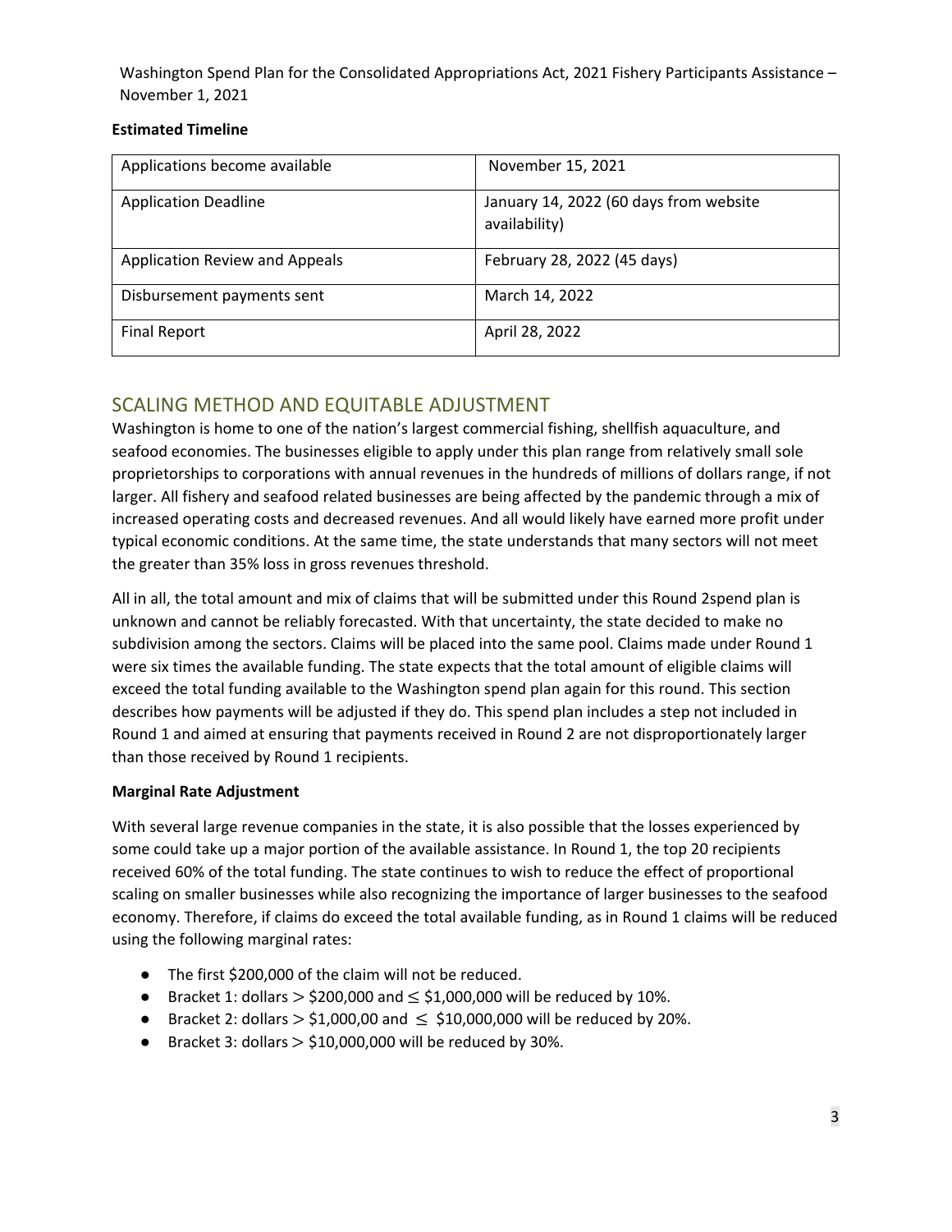**Estimated Timeline**

| Applications become available | November 15, 2021 |
|---|---|
| Application Deadline | January 14, 2022 (60 days from website availability) |
| Application Review and Appeals | February 28, 2022 (45 days) |
| Disbursement payments sent | March 14, 2022 |
| Final Report | April 28, 2022 |

## SCALING METHOD AND EQUITABLE ADJUSTMENT

Washington is home to one of the nation's largest commercial fishing, shellfish aquaculture, and seafood economies. The businesses eligible to apply under this plan range from relatively small sole proprietorships to corporations with annual revenues in the hundreds of millions of dollars range, if not larger. All fishery and seafood related businesses are being affected by the pandemic through a mix of increased operating costs and decreased revenues. And all would likely have earned more profit under typical economic conditions. At the same time, the state understands that many sectors will not meet the greater than 35% loss in gross revenues threshold.

All in all, the total amount and mix of claims that will be submitted under this Round 2spend plan is unknown and cannot be reliably forecasted. With that uncertainty, the state decided to make no subdivision among the sectors. Claims will be placed into the same pool. Claims made under Round 1 were six times the available funding. The state expects that the total amount of eligible claims will exceed the total funding available to the Washington spend plan again for this round. This section describes how payments will be adjusted if they do. This spend plan includes a step not included in Round 1 and aimed at ensuring that payments received in Round 2 are not disproportionately larger than those received by Round 1 recipients.

**Marginal Rate Adjustment**

With several large revenue companies in the state, it is also possible that the losses experienced by some could take up a major portion of the available assistance. In Round 1, the top 20 recipients received 60% of the total funding. The state continues to wish to reduce the effect of proportional scaling on smaller businesses while also recognizing the importance of larger businesses to the seafood economy. Therefore, if claims do exceed the total available funding, as in Round 1 claims will be reduced using the following marginal rates:

- The first \$200,000 of the claim will not be reduced.
- Bracket 1: dollars > \$200,000 and ≤ \$1,000,000 will be reduced by 10%.
- Bracket 2: dollars > \$1,000,00 and ≤ \$10,000,000 will be reduced by 20%.
- Bracket 3: dollars > \$10,000,000 will be reduced by 30%.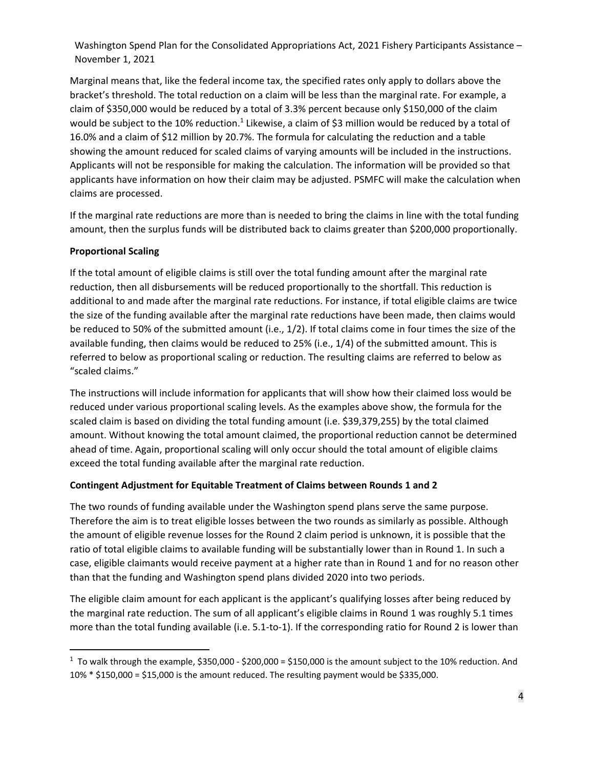Marginal means that, like the federal income tax, the specified rates only apply to dollars above the bracket's threshold. The total reduction on a claim will be less than the marginal rate. For example, a claim of $350,000 would be reduced by a total of 3.3% percent because only $150,000 of the claim would be subject to the 10% reduction.[1] Likewise, a claim of $3 million would be reduced by a total of 16.0% and a claim of $12 million by 20.7%. The formula for calculating the reduction and a table showing the amount reduced for scaled claims of varying amounts will be included in the instructions. Applicants will not be responsible for making the calculation. The information will be provided so that applicants have information on how their claim may be adjusted. PSMFC will make the calculation when claims are processed.

If the marginal rate reductions are more than is needed to bring the claims in line with the total funding amount, then the surplus funds will be distributed back to claims greater than $200,000 proportionally.

**Proportional Scaling**

If the total amount of eligible claims is still over the total funding amount after the marginal rate reduction, then all disbursements will be reduced proportionally to the shortfall. This reduction is additional to and made after the marginal rate reductions. For instance, if total eligible claims are twice the size of the funding available after the marginal rate reductions have been made, then claims would be reduced to 50% of the submitted amount (i.e., 1/2). If total claims come in four times the size of the available funding, then claims would be reduced to 25% (i.e., 1/4) of the submitted amount. This is referred to below as proportional scaling or reduction. The resulting claims are referred to below as "scaled claims."

The instructions will include information for applicants that will show how their claimed loss would be reduced under various proportional scaling levels. As the examples above show, the formula for the scaled claim is based on dividing the total funding amount (i.e. $39,379,255) by the total claimed amount. Without knowing the total amount claimed, the proportional reduction cannot be determined ahead of time. Again, proportional scaling will only occur should the total amount of eligible claims exceed the total funding available after the marginal rate reduction.

**Contingent Adjustment for Equitable Treatment of Claims between Rounds 1 and 2**

The two rounds of funding available under the Washington spend plans serve the same purpose. Therefore the aim is to treat eligible losses between the two rounds as similarly as possible. Although the amount of eligible revenue losses for the Round 2 claim period is unknown, it is possible that the ratio of total eligible claims to available funding will be substantially lower than in Round 1. In such a case, eligible claimants would receive payment at a higher rate than in Round 1 and for no reason other than that the funding and Washington spend plans divided 2020 into two periods.

The eligible claim amount for each applicant is the applicant's qualifying losses after being reduced by the marginal rate reduction. The sum of all applicant's eligible claims in Round 1 was roughly 5.1 times more than the total funding available (i.e. 5.1-to-1). If the corresponding ratio for Round 2 is lower than

[1] To walk through the example, $350,000 - $200,000 = $150,000 is the amount subject to the 10% reduction. And 10% * $150,000 = $15,000 is the amount reduced. The resulting payment would be $335,000.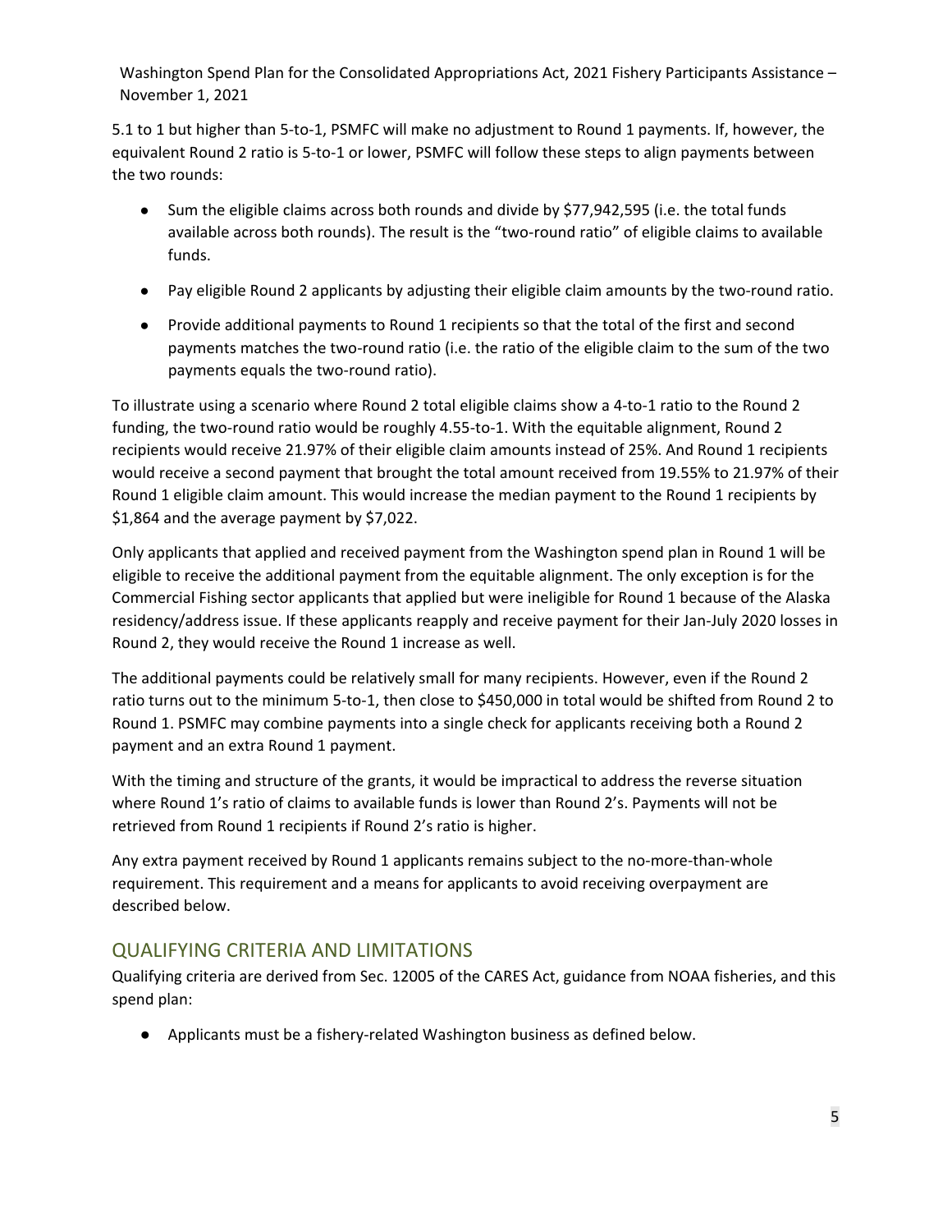5.1 to 1 but higher than 5-to-1, PSMFC will make no adjustment to Round 1 payments. If, however, the equivalent Round 2 ratio is 5-to-1 or lower, PSMFC will follow these steps to align payments between the two rounds:

- Sum the eligible claims across both rounds and divide by $77,942,595 (i.e. the total funds available across both rounds). The result is the "two-round ratio" of eligible claims to available funds.
- Pay eligible Round 2 applicants by adjusting their eligible claim amounts by the two-round ratio.
- Provide additional payments to Round 1 recipients so that the total of the first and second payments matches the two-round ratio (i.e. the ratio of the eligible claim to the sum of the two payments equals the two-round ratio).

To illustrate using a scenario where Round 2 total eligible claims show a 4-to-1 ratio to the Round 2 funding, the two-round ratio would be roughly 4.55-to-1. With the equitable alignment, Round 2 recipients would receive 21.97% of their eligible claim amounts instead of 25%. And Round 1 recipients would receive a second payment that brought the total amount received from 19.55% to 21.97% of their Round 1 eligible claim amount. This would increase the median payment to the Round 1 recipients by $1,864 and the average payment by $7,022.

Only applicants that applied and received payment from the Washington spend plan in Round 1 will be eligible to receive the additional payment from the equitable alignment. The only exception is for the Commercial Fishing sector applicants that applied but were ineligible for Round 1 because of the Alaska residency/address issue. If these applicants reapply and receive payment for their Jan-July 2020 losses in Round 2, they would receive the Round 1 increase as well.

The additional payments could be relatively small for many recipients. However, even if the Round 2 ratio turns out to the minimum 5-to-1, then close to $450,000 in total would be shifted from Round 2 to Round 1. PSMFC may combine payments into a single check for applicants receiving both a Round 2 payment and an extra Round 1 payment.

With the timing and structure of the grants, it would be impractical to address the reverse situation where Round 1's ratio of claims to available funds is lower than Round 2's. Payments will not be retrieved from Round 1 recipients if Round 2's ratio is higher.

Any extra payment received by Round 1 applicants remains subject to the no-more-than-whole requirement. This requirement and a means for applicants to avoid receiving overpayment are described below.

## QUALIFYING CRITERIA AND LIMITATIONS

Qualifying criteria are derived from Sec. 12005 of the CARES Act, guidance from NOAA fisheries, and this spend plan:

- Applicants must be a fishery-related Washington business as defined below.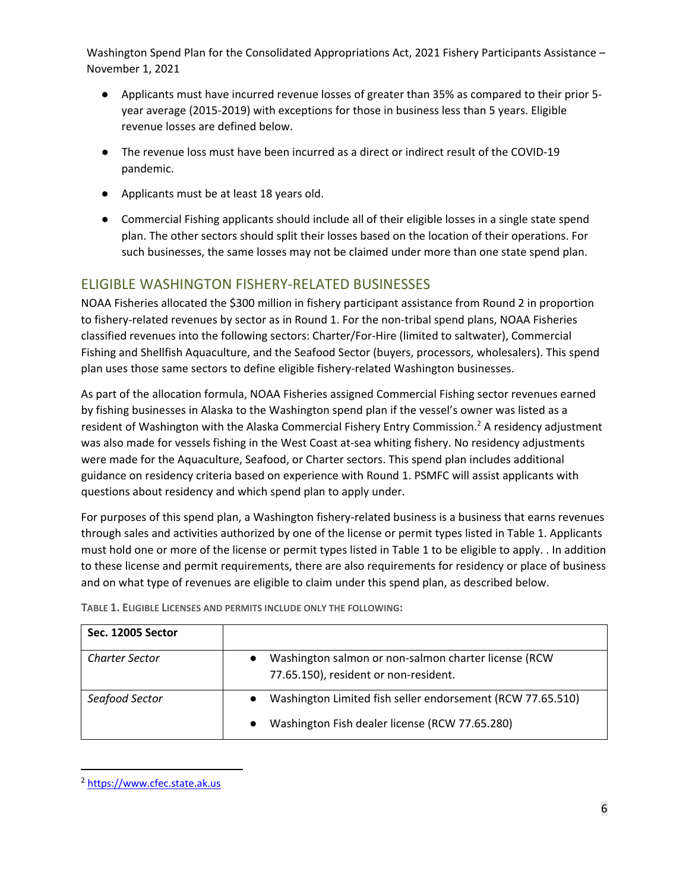- Applicants must have incurred revenue losses of greater than 35% as compared to their prior 5-year average (2015-2019) with exceptions for those in business less than 5 years. Eligible revenue losses are defined below.
- The revenue loss must have been incurred as a direct or indirect result of the COVID-19 pandemic.
- Applicants must be at least 18 years old.
- Commercial Fishing applicants should include all of their eligible losses in a single state spend plan. The other sectors should split their losses based on the location of their operations. For such businesses, the same losses may not be claimed under more than one state spend plan.

## ELIGIBLE WASHINGTON FISHERY-RELATED BUSINESSES

NOAA Fisheries allocated the $300 million in fishery participant assistance from Round 2 in proportion to fishery-related revenues by sector as in Round 1. For the non-tribal spend plans, NOAA Fisheries classified revenues into the following sectors: Charter/For-Hire (limited to saltwater), Commercial Fishing and Shellfish Aquaculture, and the Seafood Sector (buyers, processors, wholesalers). This spend plan uses those same sectors to define eligible fishery-related Washington businesses.

As part of the allocation formula, NOAA Fisheries assigned Commercial Fishing sector revenues earned by fishing businesses in Alaska to the Washington spend plan if the vessel's owner was listed as a resident of Washington with the Alaska Commercial Fishery Entry Commission.[2] A residency adjustment was also made for vessels fishing in the West Coast at-sea whiting fishery. No residency adjustments were made for the Aquaculture, Seafood, or Charter sectors. This spend plan includes additional guidance on residency criteria based on experience with Round 1. PSMFC will assist applicants with questions about residency and which spend plan to apply under.

For purposes of this spend plan, a Washington fishery-related business is a business that earns revenues through sales and activities authorized by one of the license or permit types listed in Table 1. Applicants must hold one or more of the license or permit types listed in Table 1 to be eligible to apply. . In addition to these license and permit requirements, there are also requirements for residency or place of business and on what type of revenues are eligible to claim under this spend plan, as described below.

**TABLE 1. ELIGIBLE LICENSES AND PERMITS INCLUDE ONLY THE FOLLOWING:**

| Sec. 12005 Sector | |
|---|---|
| *Charter Sector* | • Washington salmon or non-salmon charter license (RCW 77.65.150), resident or non-resident. |
| *Seafood Sector* | • Washington Limited fish seller endorsement (RCW 77.65.510)<br>• Washington Fish dealer license (RCW 77.65.280) |

[2] https://www.cfec.state.ak.us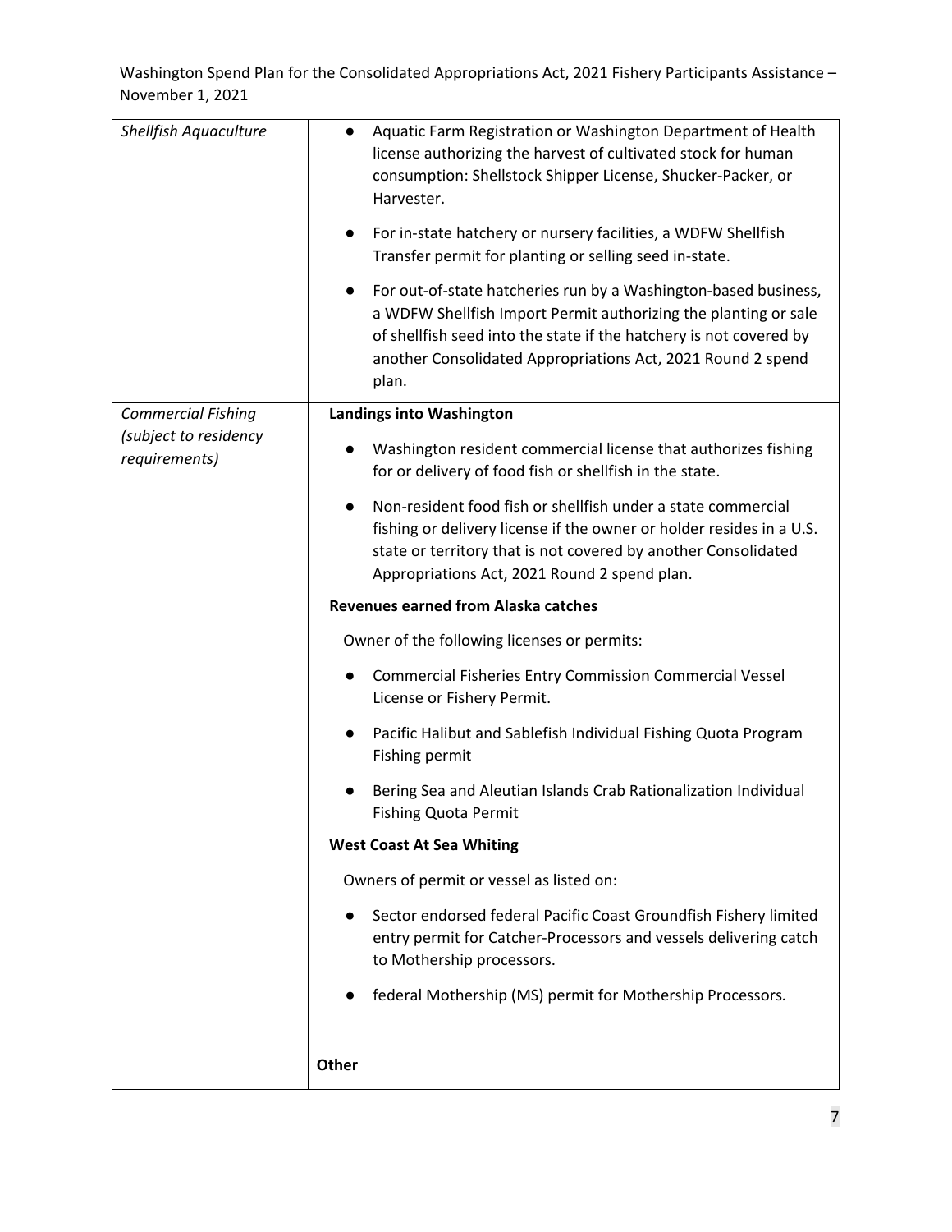| | |
|---|---|
| *Shellfish Aquaculture* | ● Aquatic Farm Registration or Washington Department of Health license authorizing the harvest of cultivated stock for human consumption: Shellstock Shipper License, Shucker-Packer, or Harvester.<br><br>● For in-state hatchery or nursery facilities, a WDFW Shellfish Transfer permit for planting or selling seed in-state.<br><br>● For out-of-state hatcheries run by a Washington-based business, a WDFW Shellfish Import Permit authorizing the planting or sale of shellfish seed into the state if the hatchery is not covered by another Consolidated Appropriations Act, 2021 Round 2 spend plan. |
| *Commercial Fishing (subject to residency requirements)* | **Landings into Washington**<br><br>● Washington resident commercial license that authorizes fishing for or delivery of food fish or shellfish in the state.<br><br>● Non-resident food fish or shellfish under a state commercial fishing or delivery license if the owner or holder resides in a U.S. state or territory that is not covered by another Consolidated Appropriations Act, 2021 Round 2 spend plan.<br><br>**Revenues earned from Alaska catches**<br><br>Owner of the following licenses or permits:<br><br>● Commercial Fisheries Entry Commission Commercial Vessel License or Fishery Permit.<br><br>● Pacific Halibut and Sablefish Individual Fishing Quota Program Fishing permit<br><br>● Bering Sea and Aleutian Islands Crab Rationalization Individual Fishing Quota Permit<br><br>**West Coast At Sea Whiting**<br><br>Owners of permit or vessel as listed on:<br><br>● Sector endorsed federal Pacific Coast Groundfish Fishery limited entry permit for Catcher-Processors and vessels delivering catch to Mothership processors.<br><br>● federal Mothership (MS) permit for Mothership Processors.<br><br>**Other** |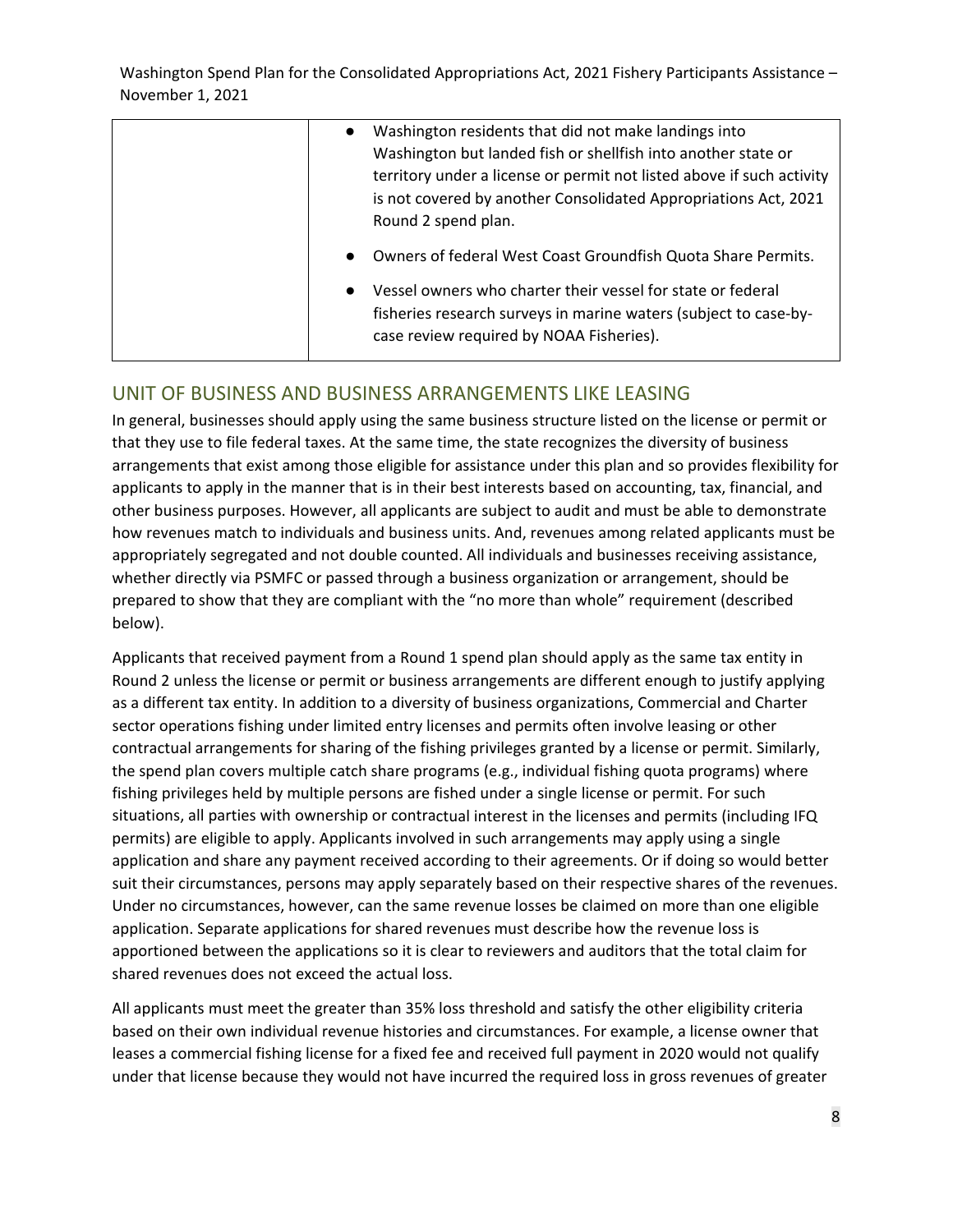| | • Washington residents that did not make landings into Washington but landed fish or shellfish into another state or territory under a license or permit not listed above if such activity is not covered by another Consolidated Appropriations Act, 2021 Round 2 spend plan.<br>• Owners of federal West Coast Groundfish Quota Share Permits.<br>• Vessel owners who charter their vessel for state or federal fisheries research surveys in marine waters (subject to case-by-case review required by NOAA Fisheries). |
|---|---|

## UNIT OF BUSINESS AND BUSINESS ARRANGEMENTS LIKE LEASING

In general, businesses should apply using the same business structure listed on the license or permit or that they use to file federal taxes. At the same time, the state recognizes the diversity of business arrangements that exist among those eligible for assistance under this plan and so provides flexibility for applicants to apply in the manner that is in their best interests based on accounting, tax, financial, and other business purposes. However, all applicants are subject to audit and must be able to demonstrate how revenues match to individuals and business units. And, revenues among related applicants must be appropriately segregated and not double counted. All individuals and businesses receiving assistance, whether directly via PSMFC or passed through a business organization or arrangement, should be prepared to show that they are compliant with the "no more than whole" requirement (described below).

Applicants that received payment from a Round 1 spend plan should apply as the same tax entity in Round 2 unless the license or permit or business arrangements are different enough to justify applying as a different tax entity. In addition to a diversity of business organizations, Commercial and Charter sector operations fishing under limited entry licenses and permits often involve leasing or other contractual arrangements for sharing of the fishing privileges granted by a license or permit. Similarly, the spend plan covers multiple catch share programs (e.g., individual fishing quota programs) where fishing privileges held by multiple persons are fished under a single license or permit. For such situations, all parties with ownership or contractual interest in the licenses and permits (including IFQ permits) are eligible to apply. Applicants involved in such arrangements may apply using a single application and share any payment received according to their agreements. Or if doing so would better suit their circumstances, persons may apply separately based on their respective shares of the revenues. Under no circumstances, however, can the same revenue losses be claimed on more than one eligible application. Separate applications for shared revenues must describe how the revenue loss is apportioned between the applications so it is clear to reviewers and auditors that the total claim for shared revenues does not exceed the actual loss.

All applicants must meet the greater than 35% loss threshold and satisfy the other eligibility criteria based on their own individual revenue histories and circumstances. For example, a license owner that leases a commercial fishing license for a fixed fee and received full payment in 2020 would not qualify under that license because they would not have incurred the required loss in gross revenues of greater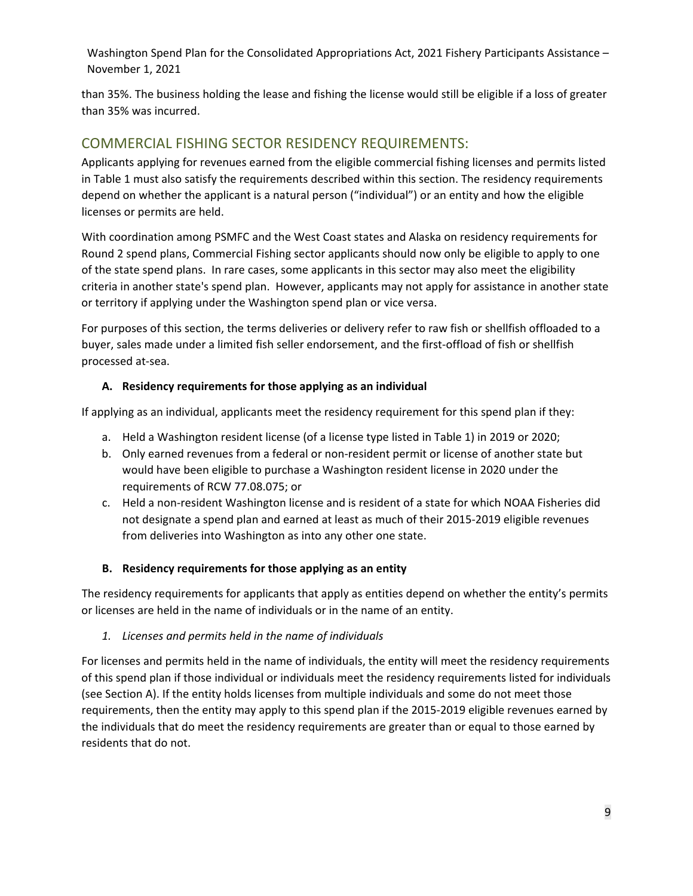than 35%. The business holding the lease and fishing the license would still be eligible if a loss of greater than 35% was incurred.

## COMMERCIAL FISHING SECTOR RESIDENCY REQUIREMENTS:

Applicants applying for revenues earned from the eligible commercial fishing licenses and permits listed in Table 1 must also satisfy the requirements described within this section. The residency requirements depend on whether the applicant is a natural person ("individual") or an entity and how the eligible licenses or permits are held.

With coordination among PSMFC and the West Coast states and Alaska on residency requirements for Round 2 spend plans, Commercial Fishing sector applicants should now only be eligible to apply to one of the state spend plans. In rare cases, some applicants in this sector may also meet the eligibility criteria in another state's spend plan. However, applicants may not apply for assistance in another state or territory if applying under the Washington spend plan or vice versa.

For purposes of this section, the terms deliveries or delivery refer to raw fish or shellfish offloaded to a buyer, sales made under a limited fish seller endorsement, and the first-offload of fish or shellfish processed at-sea.

### A. Residency requirements for those applying as an individual

If applying as an individual, applicants meet the residency requirement for this spend plan if they:

a. Held a Washington resident license (of a license type listed in Table 1) in 2019 or 2020;
b. Only earned revenues from a federal or non-resident permit or license of another state but would have been eligible to purchase a Washington resident license in 2020 under the requirements of RCW 77.08.075; or
c. Held a non-resident Washington license and is resident of a state for which NOAA Fisheries did not designate a spend plan and earned at least as much of their 2015-2019 eligible revenues from deliveries into Washington as into any other one state.

### B. Residency requirements for those applying as an entity

The residency requirements for applicants that apply as entities depend on whether the entity's permits or licenses are held in the name of individuals or in the name of an entity.

*1. Licenses and permits held in the name of individuals*

For licenses and permits held in the name of individuals, the entity will meet the residency requirements of this spend plan if those individual or individuals meet the residency requirements listed for individuals (see Section A). If the entity holds licenses from multiple individuals and some do not meet those requirements, then the entity may apply to this spend plan if the 2015-2019 eligible revenues earned by the individuals that do meet the residency requirements are greater than or equal to those earned by residents that do not.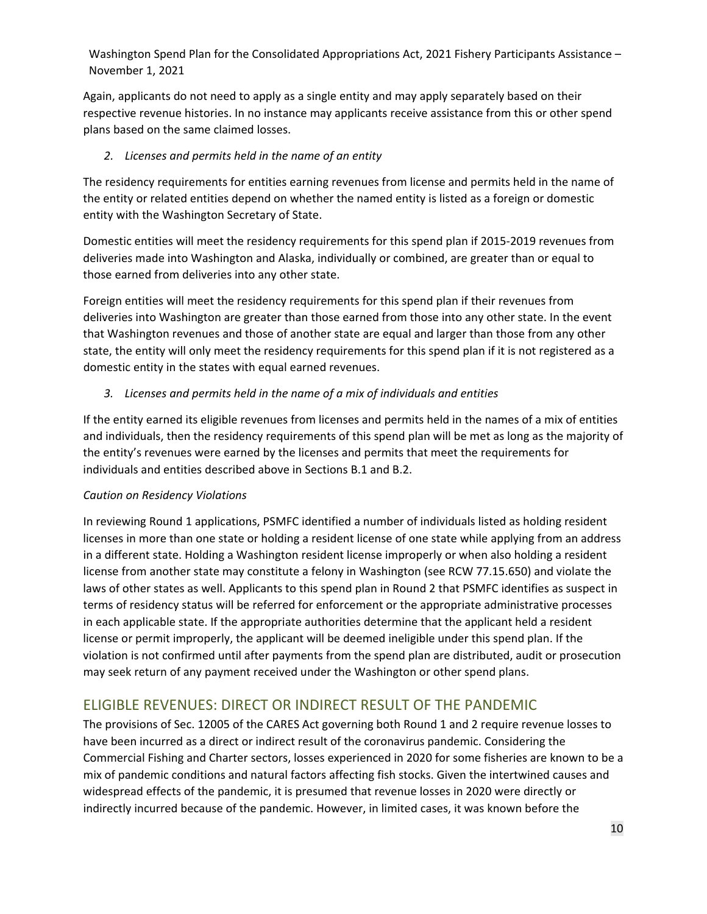Again, applicants do not need to apply as a single entity and may apply separately based on their respective revenue histories. In no instance may applicants receive assistance from this or other spend plans based on the same claimed losses.

*2. Licenses and permits held in the name of an entity*

The residency requirements for entities earning revenues from license and permits held in the name of the entity or related entities depend on whether the named entity is listed as a foreign or domestic entity with the Washington Secretary of State.

Domestic entities will meet the residency requirements for this spend plan if 2015-2019 revenues from deliveries made into Washington and Alaska, individually or combined, are greater than or equal to those earned from deliveries into any other state.

Foreign entities will meet the residency requirements for this spend plan if their revenues from deliveries into Washington are greater than those earned from those into any other state. In the event that Washington revenues and those of another state are equal and larger than those from any other state, the entity will only meet the residency requirements for this spend plan if it is not registered as a domestic entity in the states with equal earned revenues.

*3. Licenses and permits held in the name of a mix of individuals and entities*

If the entity earned its eligible revenues from licenses and permits held in the names of a mix of entities and individuals, then the residency requirements of this spend plan will be met as long as the majority of the entity's revenues were earned by the licenses and permits that meet the requirements for individuals and entities described above in Sections B.1 and B.2.

*Caution on Residency Violations*

In reviewing Round 1 applications, PSMFC identified a number of individuals listed as holding resident licenses in more than one state or holding a resident license of one state while applying from an address in a different state. Holding a Washington resident license improperly or when also holding a resident license from another state may constitute a felony in Washington (see RCW 77.15.650) and violate the laws of other states as well. Applicants to this spend plan in Round 2 that PSMFC identifies as suspect in terms of residency status will be referred for enforcement or the appropriate administrative processes in each applicable state. If the appropriate authorities determine that the applicant held a resident license or permit improperly, the applicant will be deemed ineligible under this spend plan. If the violation is not confirmed until after payments from the spend plan are distributed, audit or prosecution may seek return of any payment received under the Washington or other spend plans.

## ELIGIBLE REVENUES: DIRECT OR INDIRECT RESULT OF THE PANDEMIC

The provisions of Sec. 12005 of the CARES Act governing both Round 1 and 2 require revenue losses to have been incurred as a direct or indirect result of the coronavirus pandemic. Considering the Commercial Fishing and Charter sectors, losses experienced in 2020 for some fisheries are known to be a mix of pandemic conditions and natural factors affecting fish stocks. Given the intertwined causes and widespread effects of the pandemic, it is presumed that revenue losses in 2020 were directly or indirectly incurred because of the pandemic. However, in limited cases, it was known before the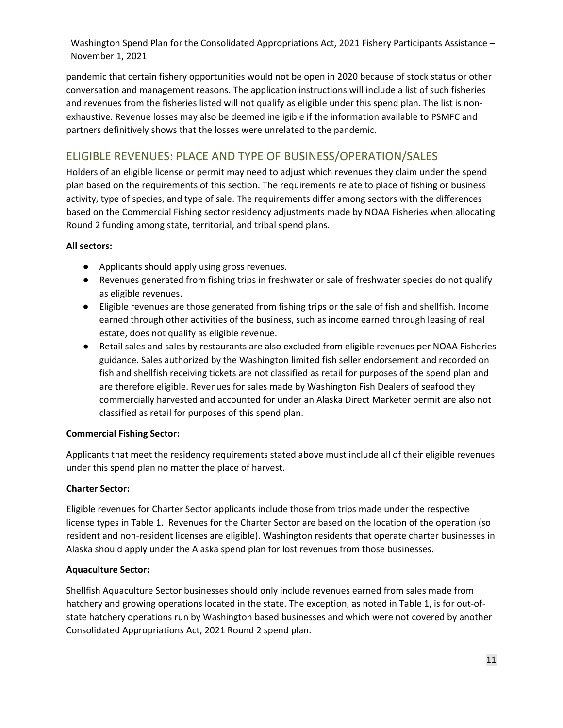pandemic that certain fishery opportunities would not be open in 2020 because of stock status or other conversation and management reasons. The application instructions will include a list of such fisheries and revenues from the fisheries listed will not qualify as eligible under this spend plan. The list is non-exhaustive. Revenue losses may also be deemed ineligible if the information available to PSMFC and partners definitively shows that the losses were unrelated to the pandemic.

## ELIGIBLE REVENUES: PLACE AND TYPE OF BUSINESS/OPERATION/SALES

Holders of an eligible license or permit may need to adjust which revenues they claim under the spend plan based on the requirements of this section. The requirements relate to place of fishing or business activity, type of species, and type of sale. The requirements differ among sectors with the differences based on the Commercial Fishing sector residency adjustments made by NOAA Fisheries when allocating Round 2 funding among state, territorial, and tribal spend plans.

**All sectors:**

- Applicants should apply using gross revenues.
- Revenues generated from fishing trips in freshwater or sale of freshwater species do not qualify as eligible revenues.
- Eligible revenues are those generated from fishing trips or the sale of fish and shellfish. Income earned through other activities of the business, such as income earned through leasing of real estate, does not qualify as eligible revenue.
- Retail sales and sales by restaurants are also excluded from eligible revenues per NOAA Fisheries guidance. Sales authorized by the Washington limited fish seller endorsement and recorded on fish and shellfish receiving tickets are not classified as retail for purposes of the spend plan and are therefore eligible. Revenues for sales made by Washington Fish Dealers of seafood they commercially harvested and accounted for under an Alaska Direct Marketer permit are also not classified as retail for purposes of this spend plan.

**Commercial Fishing Sector:**

Applicants that meet the residency requirements stated above must include all of their eligible revenues under this spend plan no matter the place of harvest.

**Charter Sector:**

Eligible revenues for Charter Sector applicants include those from trips made under the respective license types in Table 1. Revenues for the Charter Sector are based on the location of the operation (so resident and non-resident licenses are eligible). Washington residents that operate charter businesses in Alaska should apply under the Alaska spend plan for lost revenues from those businesses.

**Aquaculture Sector:**

Shellfish Aquaculture Sector businesses should only include revenues earned from sales made from hatchery and growing operations located in the state. The exception, as noted in Table 1, is for out-of-state hatchery operations run by Washington based businesses and which were not covered by another Consolidated Appropriations Act, 2021 Round 2 spend plan.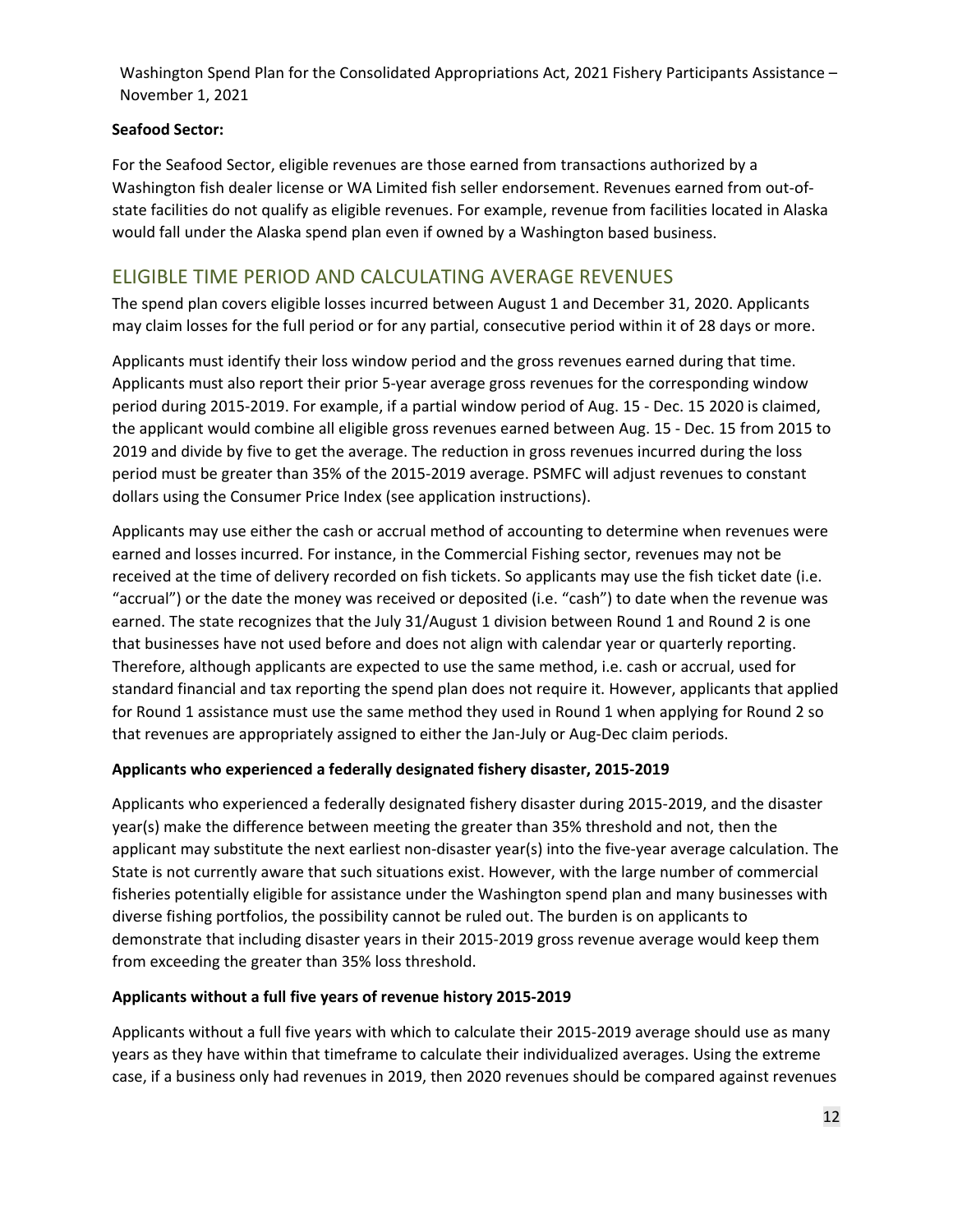**Seafood Sector:**

For the Seafood Sector, eligible revenues are those earned from transactions authorized by a Washington fish dealer license or WA Limited fish seller endorsement. Revenues earned from out-of-state facilities do not qualify as eligible revenues. For example, revenue from facilities located in Alaska would fall under the Alaska spend plan even if owned by a Washington based business.

## ELIGIBLE TIME PERIOD AND CALCULATING AVERAGE REVENUES

The spend plan covers eligible losses incurred between August 1 and December 31, 2020. Applicants may claim losses for the full period or for any partial, consecutive period within it of 28 days or more.

Applicants must identify their loss window period and the gross revenues earned during that time. Applicants must also report their prior 5-year average gross revenues for the corresponding window period during 2015-2019. For example, if a partial window period of Aug. 15 - Dec. 15 2020 is claimed, the applicant would combine all eligible gross revenues earned between Aug. 15 - Dec. 15 from 2015 to 2019 and divide by five to get the average. The reduction in gross revenues incurred during the loss period must be greater than 35% of the 2015-2019 average. PSMFC will adjust revenues to constant dollars using the Consumer Price Index (see application instructions).

Applicants may use either the cash or accrual method of accounting to determine when revenues were earned and losses incurred. For instance, in the Commercial Fishing sector, revenues may not be received at the time of delivery recorded on fish tickets. So applicants may use the fish ticket date (i.e. "accrual") or the date the money was received or deposited (i.e. "cash") to date when the revenue was earned. The state recognizes that the July 31/August 1 division between Round 1 and Round 2 is one that businesses have not used before and does not align with calendar year or quarterly reporting. Therefore, although applicants are expected to use the same method, i.e. cash or accrual, used for standard financial and tax reporting the spend plan does not require it. However, applicants that applied for Round 1 assistance must use the same method they used in Round 1 when applying for Round 2 so that revenues are appropriately assigned to either the Jan-July or Aug-Dec claim periods.

**Applicants who experienced a federally designated fishery disaster, 2015-2019**

Applicants who experienced a federally designated fishery disaster during 2015-2019, and the disaster year(s) make the difference between meeting the greater than 35% threshold and not, then the applicant may substitute the next earliest non-disaster year(s) into the five-year average calculation. The State is not currently aware that such situations exist. However, with the large number of commercial fisheries potentially eligible for assistance under the Washington spend plan and many businesses with diverse fishing portfolios, the possibility cannot be ruled out. The burden is on applicants to demonstrate that including disaster years in their 2015-2019 gross revenue average would keep them from exceeding the greater than 35% loss threshold.

**Applicants without a full five years of revenue history 2015-2019**

Applicants without a full five years with which to calculate their 2015-2019 average should use as many years as they have within that timeframe to calculate their individualized averages. Using the extreme case, if a business only had revenues in 2019, then 2020 revenues should be compared against revenues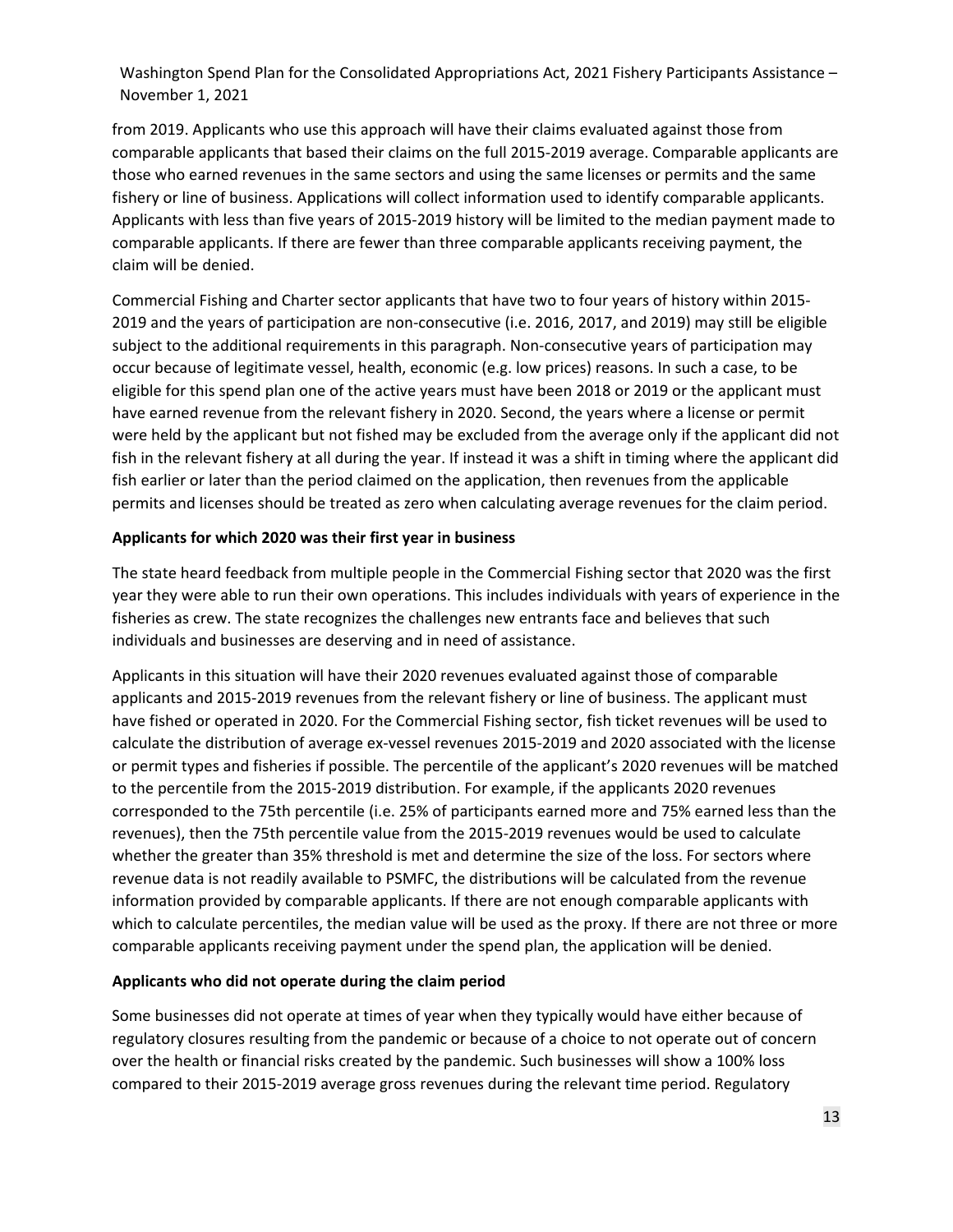from 2019. Applicants who use this approach will have their claims evaluated against those from comparable applicants that based their claims on the full 2015-2019 average. Comparable applicants are those who earned revenues in the same sectors and using the same licenses or permits and the same fishery or line of business. Applications will collect information used to identify comparable applicants. Applicants with less than five years of 2015-2019 history will be limited to the median payment made to comparable applicants. If there are fewer than three comparable applicants receiving payment, the claim will be denied.

Commercial Fishing and Charter sector applicants that have two to four years of history within 2015-2019 and the years of participation are non-consecutive (i.e. 2016, 2017, and 2019) may still be eligible subject to the additional requirements in this paragraph. Non-consecutive years of participation may occur because of legitimate vessel, health, economic (e.g. low prices) reasons. In such a case, to be eligible for this spend plan one of the active years must have been 2018 or 2019 or the applicant must have earned revenue from the relevant fishery in 2020. Second, the years where a license or permit were held by the applicant but not fished may be excluded from the average only if the applicant did not fish in the relevant fishery at all during the year. If instead it was a shift in timing where the applicant did fish earlier or later than the period claimed on the application, then revenues from the applicable permits and licenses should be treated as zero when calculating average revenues for the claim period.

**Applicants for which 2020 was their first year in business**

The state heard feedback from multiple people in the Commercial Fishing sector that 2020 was the first year they were able to run their own operations. This includes individuals with years of experience in the fisheries as crew. The state recognizes the challenges new entrants face and believes that such individuals and businesses are deserving and in need of assistance.

Applicants in this situation will have their 2020 revenues evaluated against those of comparable applicants and 2015-2019 revenues from the relevant fishery or line of business. The applicant must have fished or operated in 2020. For the Commercial Fishing sector, fish ticket revenues will be used to calculate the distribution of average ex-vessel revenues 2015-2019 and 2020 associated with the license or permit types and fisheries if possible. The percentile of the applicant's 2020 revenues will be matched to the percentile from the 2015-2019 distribution. For example, if the applicants 2020 revenues corresponded to the 75th percentile (i.e. 25% of participants earned more and 75% earned less than the revenues), then the 75th percentile value from the 2015-2019 revenues would be used to calculate whether the greater than 35% threshold is met and determine the size of the loss. For sectors where revenue data is not readily available to PSMFC, the distributions will be calculated from the revenue information provided by comparable applicants. If there are not enough comparable applicants with which to calculate percentiles, the median value will be used as the proxy. If there are not three or more comparable applicants receiving payment under the spend plan, the application will be denied.

**Applicants who did not operate during the claim period**

Some businesses did not operate at times of year when they typically would have either because of regulatory closures resulting from the pandemic or because of a choice to not operate out of concern over the health or financial risks created by the pandemic. Such businesses will show a 100% loss compared to their 2015-2019 average gross revenues during the relevant time period. Regulatory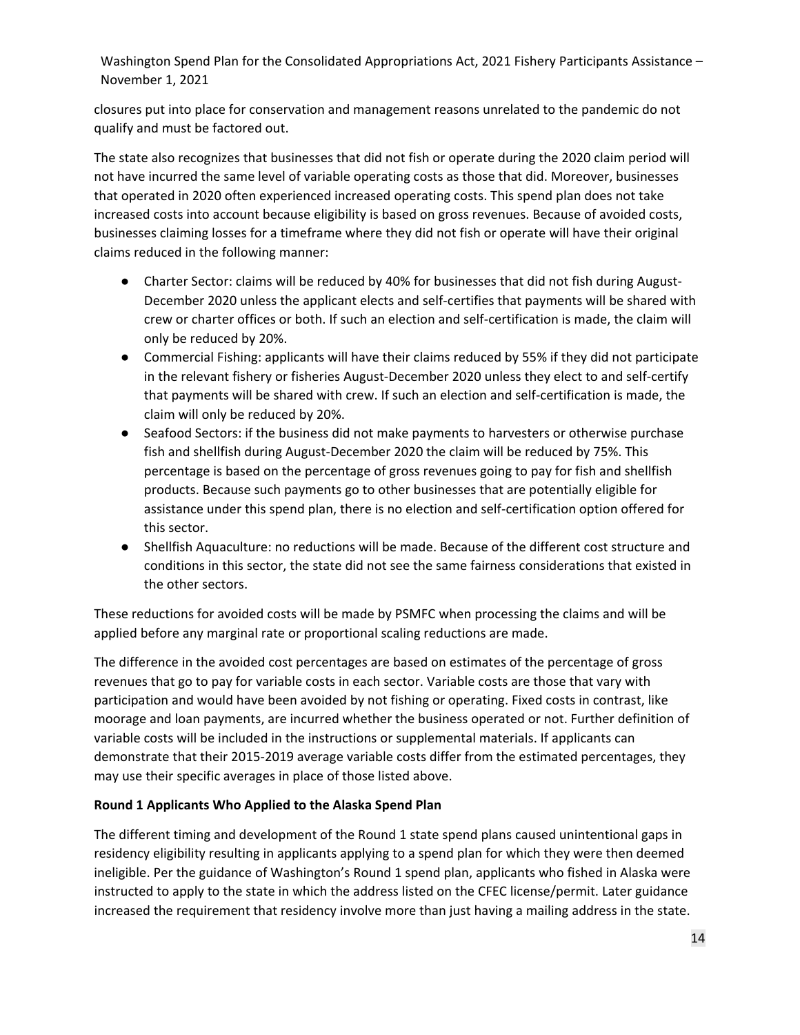closures put into place for conservation and management reasons unrelated to the pandemic do not qualify and must be factored out.

The state also recognizes that businesses that did not fish or operate during the 2020 claim period will not have incurred the same level of variable operating costs as those that did. Moreover, businesses that operated in 2020 often experienced increased operating costs. This spend plan does not take increased costs into account because eligibility is based on gross revenues. Because of avoided costs, businesses claiming losses for a timeframe where they did not fish or operate will have their original claims reduced in the following manner:

- Charter Sector: claims will be reduced by 40% for businesses that did not fish during August-December 2020 unless the applicant elects and self-certifies that payments will be shared with crew or charter offices or both. If such an election and self-certification is made, the claim will only be reduced by 20%.
- Commercial Fishing: applicants will have their claims reduced by 55% if they did not participate in the relevant fishery or fisheries August-December 2020 unless they elect to and self-certify that payments will be shared with crew. If such an election and self-certification is made, the claim will only be reduced by 20%.
- Seafood Sectors: if the business did not make payments to harvesters or otherwise purchase fish and shellfish during August-December 2020 the claim will be reduced by 75%. This percentage is based on the percentage of gross revenues going to pay for fish and shellfish products. Because such payments go to other businesses that are potentially eligible for assistance under this spend plan, there is no election and self-certification option offered for this sector.
- Shellfish Aquaculture: no reductions will be made. Because of the different cost structure and conditions in this sector, the state did not see the same fairness considerations that existed in the other sectors.

These reductions for avoided costs will be made by PSMFC when processing the claims and will be applied before any marginal rate or proportional scaling reductions are made.

The difference in the avoided cost percentages are based on estimates of the percentage of gross revenues that go to pay for variable costs in each sector. Variable costs are those that vary with participation and would have been avoided by not fishing or operating. Fixed costs in contrast, like moorage and loan payments, are incurred whether the business operated or not. Further definition of variable costs will be included in the instructions or supplemental materials. If applicants can demonstrate that their 2015-2019 average variable costs differ from the estimated percentages, they may use their specific averages in place of those listed above.

**Round 1 Applicants Who Applied to the Alaska Spend Plan**

The different timing and development of the Round 1 state spend plans caused unintentional gaps in residency eligibility resulting in applicants applying to a spend plan for which they were then deemed ineligible. Per the guidance of Washington's Round 1 spend plan, applicants who fished in Alaska were instructed to apply to the state in which the address listed on the CFEC license/permit. Later guidance increased the requirement that residency involve more than just having a mailing address in the state.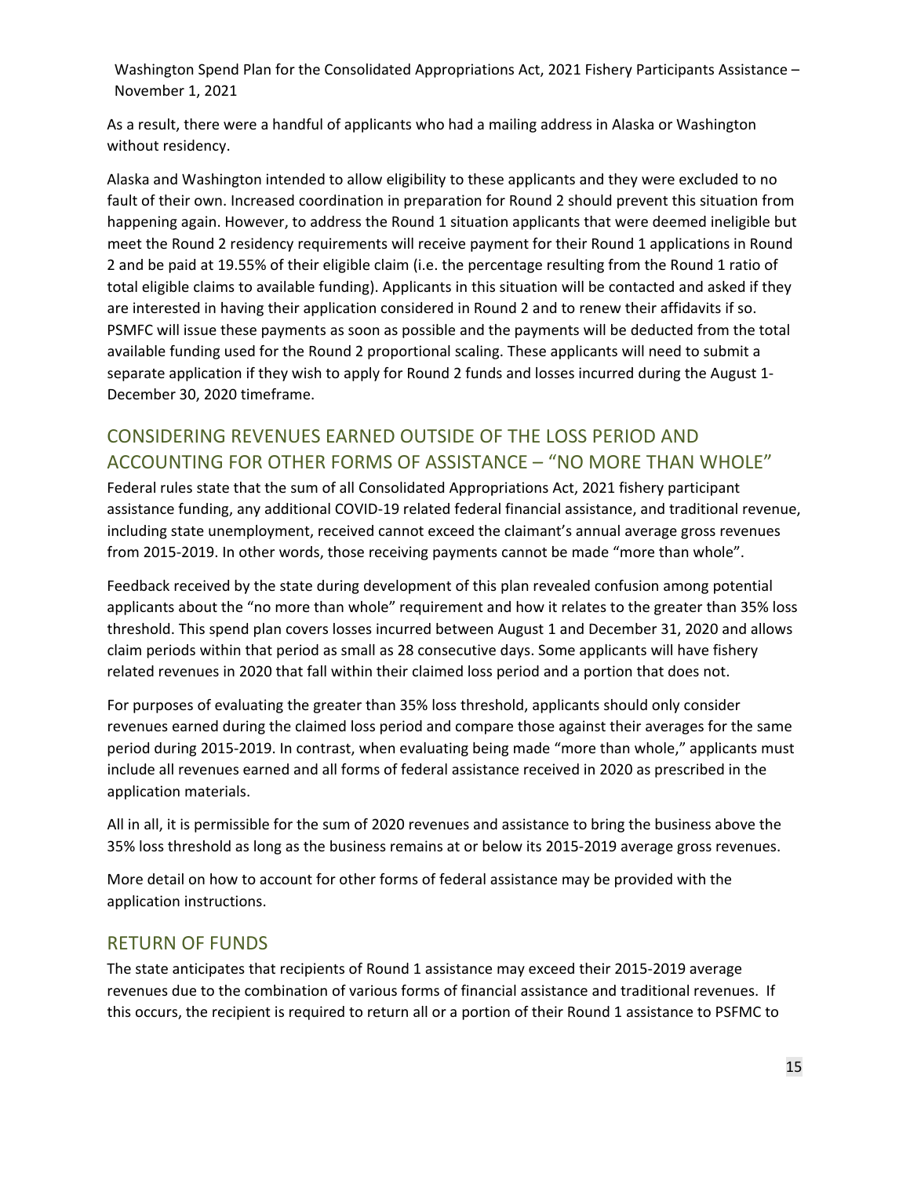As a result, there were a handful of applicants who had a mailing address in Alaska or Washington without residency.

Alaska and Washington intended to allow eligibility to these applicants and they were excluded to no fault of their own. Increased coordination in preparation for Round 2 should prevent this situation from happening again. However, to address the Round 1 situation applicants that were deemed ineligible but meet the Round 2 residency requirements will receive payment for their Round 1 applications in Round 2 and be paid at 19.55% of their eligible claim (i.e. the percentage resulting from the Round 1 ratio of total eligible claims to available funding). Applicants in this situation will be contacted and asked if they are interested in having their application considered in Round 2 and to renew their affidavits if so. PSMFC will issue these payments as soon as possible and the payments will be deducted from the total available funding used for the Round 2 proportional scaling. These applicants will need to submit a separate application if they wish to apply for Round 2 funds and losses incurred during the August 1-December 30, 2020 timeframe.

## CONSIDERING REVENUES EARNED OUTSIDE OF THE LOSS PERIOD AND ACCOUNTING FOR OTHER FORMS OF ASSISTANCE – "NO MORE THAN WHOLE"

Federal rules state that the sum of all Consolidated Appropriations Act, 2021 fishery participant assistance funding, any additional COVID-19 related federal financial assistance, and traditional revenue, including state unemployment, received cannot exceed the claimant's annual average gross revenues from 2015-2019. In other words, those receiving payments cannot be made "more than whole".

Feedback received by the state during development of this plan revealed confusion among potential applicants about the "no more than whole" requirement and how it relates to the greater than 35% loss threshold. This spend plan covers losses incurred between August 1 and December 31, 2020 and allows claim periods within that period as small as 28 consecutive days. Some applicants will have fishery related revenues in 2020 that fall within their claimed loss period and a portion that does not.

For purposes of evaluating the greater than 35% loss threshold, applicants should only consider revenues earned during the claimed loss period and compare those against their averages for the same period during 2015-2019. In contrast, when evaluating being made "more than whole," applicants must include all revenues earned and all forms of federal assistance received in 2020 as prescribed in the application materials.

All in all, it is permissible for the sum of 2020 revenues and assistance to bring the business above the 35% loss threshold as long as the business remains at or below its 2015-2019 average gross revenues.

More detail on how to account for other forms of federal assistance may be provided with the application instructions.

## RETURN OF FUNDS

The state anticipates that recipients of Round 1 assistance may exceed their 2015-2019 average revenues due to the combination of various forms of financial assistance and traditional revenues. If this occurs, the recipient is required to return all or a portion of their Round 1 assistance to PSFMC to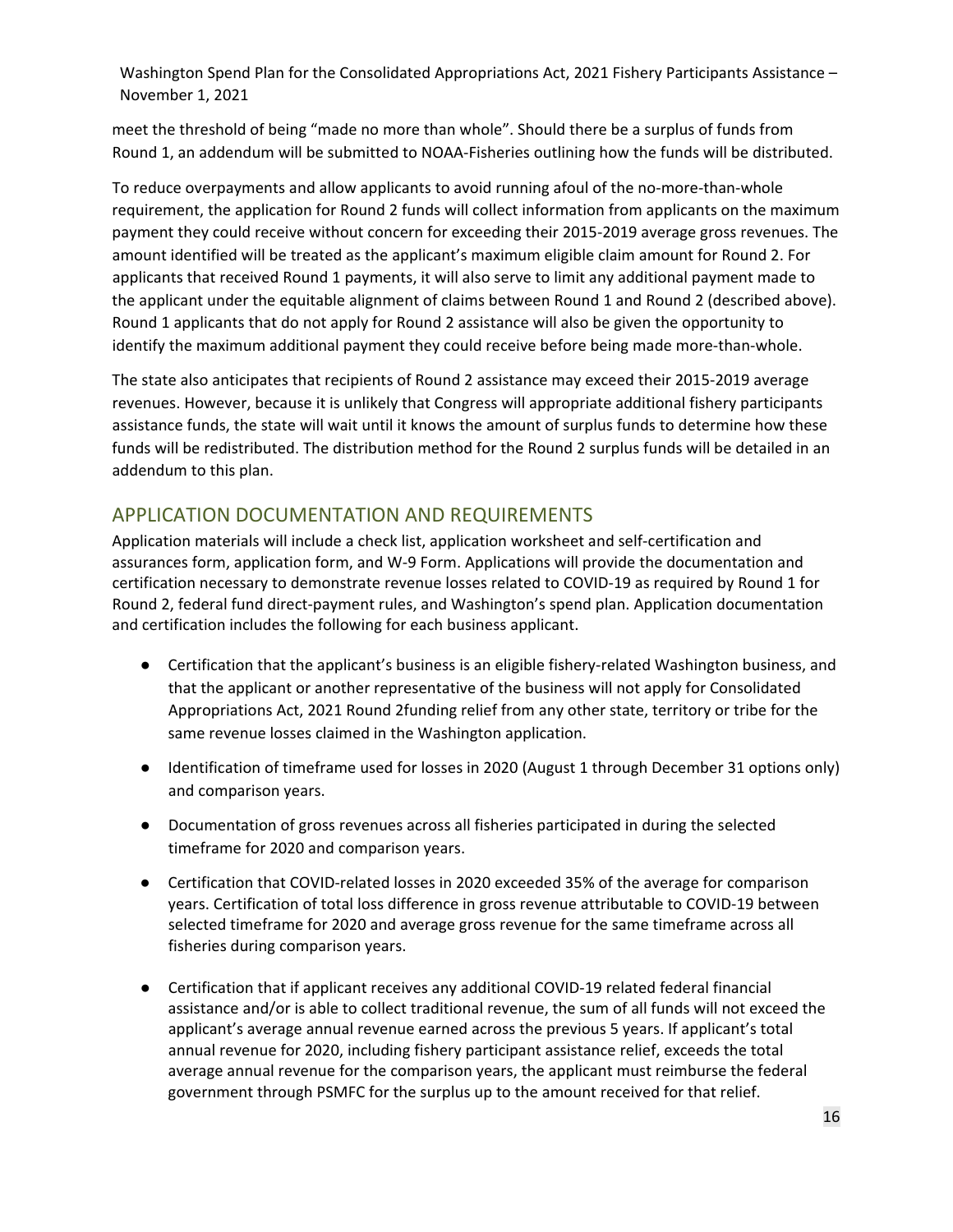meet the threshold of being "made no more than whole". Should there be a surplus of funds from Round 1, an addendum will be submitted to NOAA-Fisheries outlining how the funds will be distributed.

To reduce overpayments and allow applicants to avoid running afoul of the no-more-than-whole requirement, the application for Round 2 funds will collect information from applicants on the maximum payment they could receive without concern for exceeding their 2015-2019 average gross revenues. The amount identified will be treated as the applicant's maximum eligible claim amount for Round 2. For applicants that received Round 1 payments, it will also serve to limit any additional payment made to the applicant under the equitable alignment of claims between Round 1 and Round 2 (described above). Round 1 applicants that do not apply for Round 2 assistance will also be given the opportunity to identify the maximum additional payment they could receive before being made more-than-whole.

The state also anticipates that recipients of Round 2 assistance may exceed their 2015-2019 average revenues. However, because it is unlikely that Congress will appropriate additional fishery participants assistance funds, the state will wait until it knows the amount of surplus funds to determine how these funds will be redistributed. The distribution method for the Round 2 surplus funds will be detailed in an addendum to this plan.

## APPLICATION DOCUMENTATION AND REQUIREMENTS

Application materials will include a check list, application worksheet and self-certification and assurances form, application form, and W-9 Form. Applications will provide the documentation and certification necessary to demonstrate revenue losses related to COVID-19 as required by Round 1 for Round 2, federal fund direct-payment rules, and Washington's spend plan. Application documentation and certification includes the following for each business applicant.

- Certification that the applicant's business is an eligible fishery-related Washington business, and that the applicant or another representative of the business will not apply for Consolidated Appropriations Act, 2021 Round 2funding relief from any other state, territory or tribe for the same revenue losses claimed in the Washington application.
- Identification of timeframe used for losses in 2020 (August 1 through December 31 options only) and comparison years.
- Documentation of gross revenues across all fisheries participated in during the selected timeframe for 2020 and comparison years.
- Certification that COVID-related losses in 2020 exceeded 35% of the average for comparison years. Certification of total loss difference in gross revenue attributable to COVID-19 between selected timeframe for 2020 and average gross revenue for the same timeframe across all fisheries during comparison years.
- Certification that if applicant receives any additional COVID-19 related federal financial assistance and/or is able to collect traditional revenue, the sum of all funds will not exceed the applicant's average annual revenue earned across the previous 5 years. If applicant's total annual revenue for 2020, including fishery participant assistance relief, exceeds the total average annual revenue for the comparison years, the applicant must reimburse the federal government through PSMFC for the surplus up to the amount received for that relief.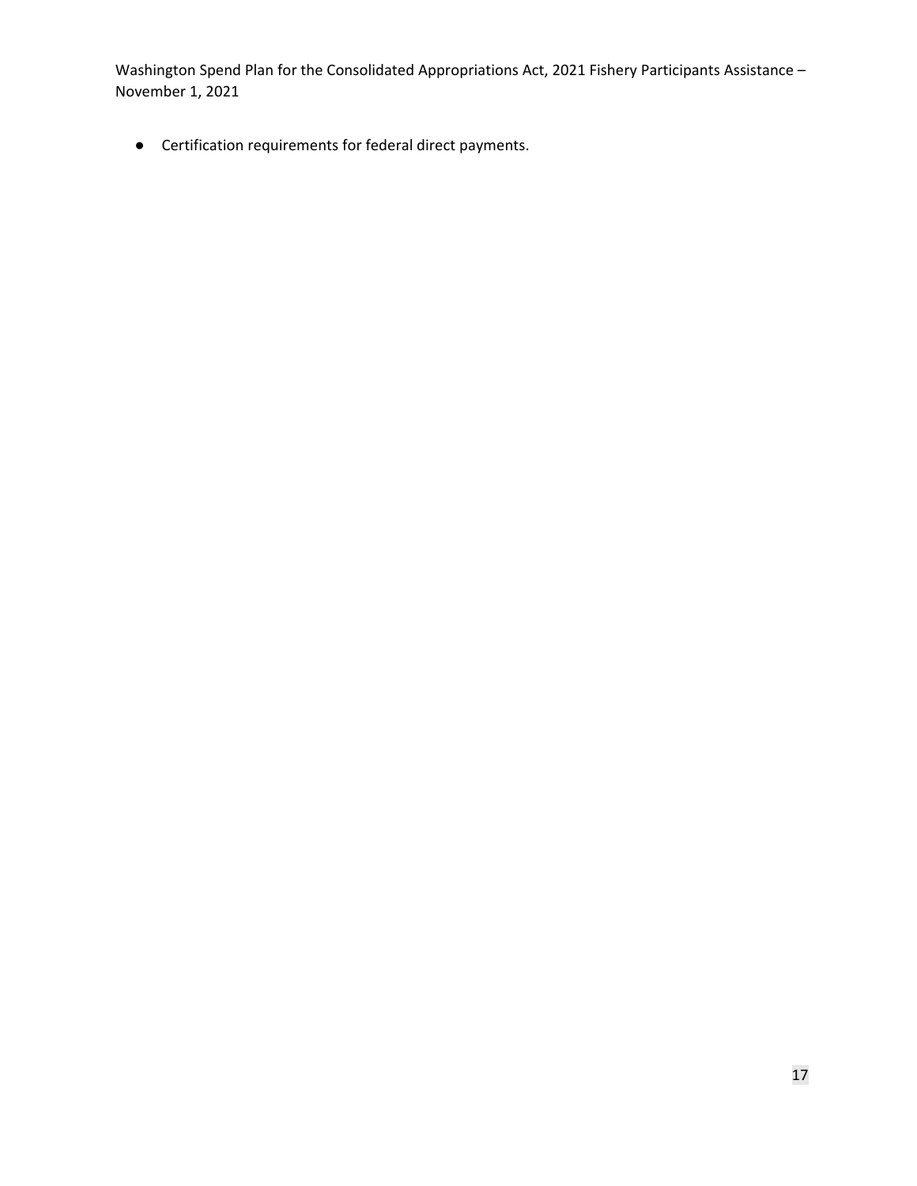- Certification requirements for federal direct payments.